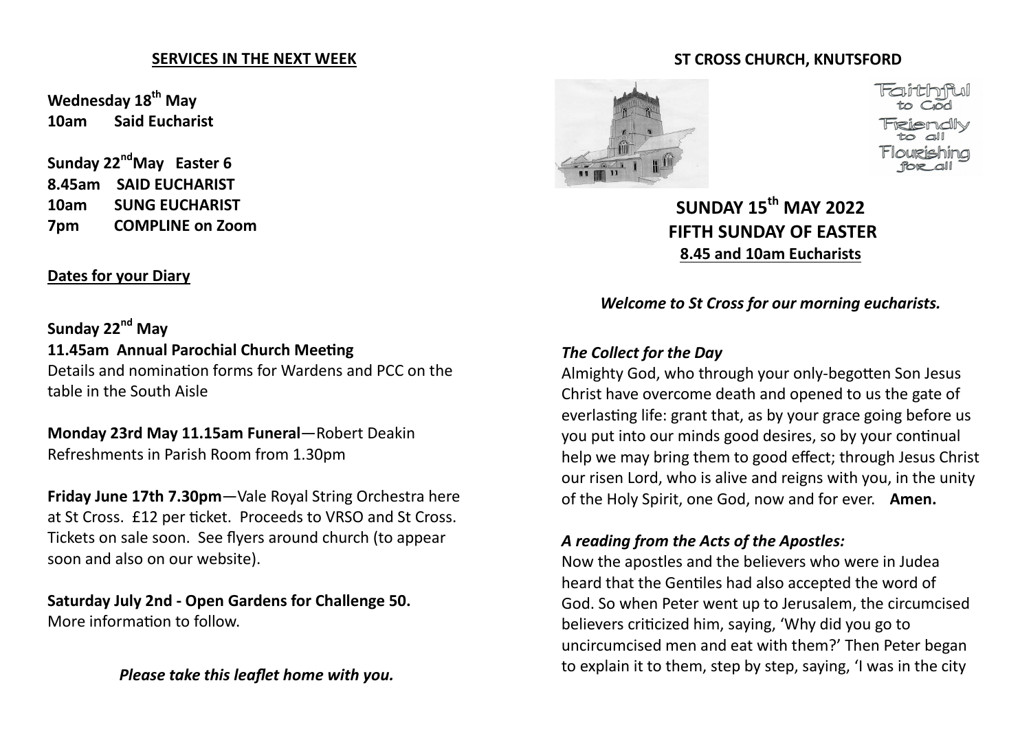## SERVICES IN THE NEXT WEEK

**Wednesday 18th May**
**10am Said Eucharist**

**Sunday 22nd May Easter 6**
**8.45am SAID EUCHARIST**
**10am SUNG EUCHARIST**
**7pm COMPLINE on Zoom**

### Dates for your Diary

**Sunday 22nd May**
**11.45am Annual Parochial Church Meeting**
Details and nomination forms for Wardens and PCC on the table in the South Aisle

**Monday 23rd May 11.15am Funeral**—Robert Deakin
Refreshments in Parish Room from 1.30pm

**Friday June 17th 7.30pm**—Vale Royal String Orchestra here at St Cross. £12 per ticket. Proceeds to VRSO and St Cross. Tickets on sale soon. See flyers around church (to appear soon and also on our website).

**Saturday July 2nd - Open Gardens for Challenge 50.**
More information to follow.

*Please take this leaflet home with you.*

## ST CROSS CHURCH, KNUTSFORD

Faithful to God
Friendly to all
Flourishing for all

# SUNDAY 15th MAY 2022
# FIFTH SUNDAY OF EASTER
**8.45 and 10am Eucharists**

***Welcome to St Cross for our morning eucharists.***

***The Collect for the Day***

Almighty God, who through your only-begotten Son Jesus Christ have overcome death and opened to us the gate of everlasting life: grant that, as by your grace going before us you put into our minds good desires, so by your continual help we may bring them to good effect; through Jesus Christ our risen Lord, who is alive and reigns with you, in the unity of the Holy Spirit, one God, now and for ever. **Amen.**

***A reading from the Acts of the Apostles:***

Now the apostles and the believers who were in Judea heard that the Gentiles had also accepted the word of God. So when Peter went up to Jerusalem, the circumcised believers criticized him, saying, 'Why did you go to uncircumcised men and eat with them?' Then Peter began to explain it to them, step by step, saying, 'I was in the city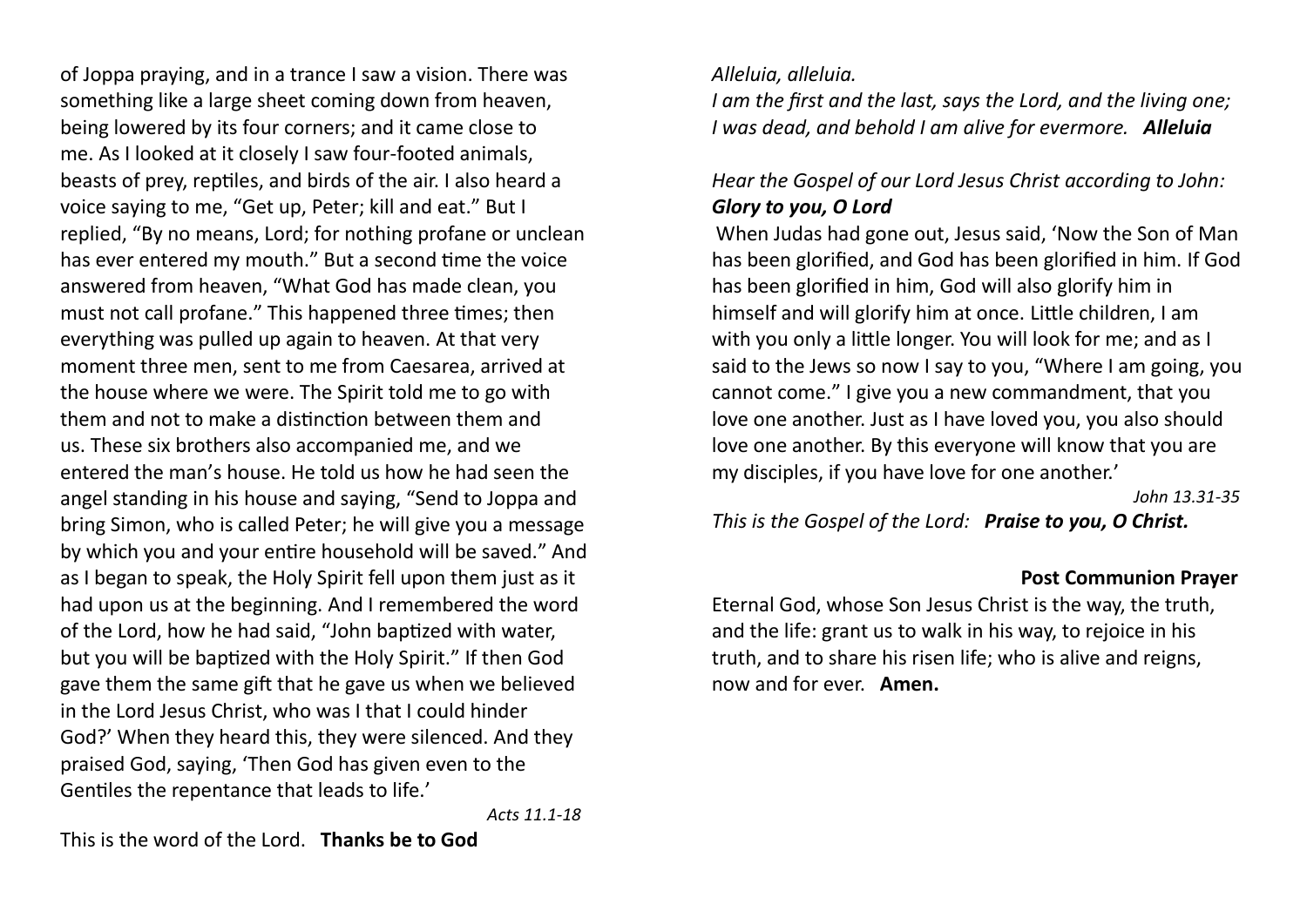of Joppa praying, and in a trance I saw a vision. There was something like a large sheet coming down from heaven, being lowered by its four corners; and it came close to me. As I looked at it closely I saw four-footed animals, beasts of prey, reptiles, and birds of the air. I also heard a voice saying to me, "Get up, Peter; kill and eat." But I replied, "By no means, Lord; for nothing profane or unclean has ever entered my mouth." But a second time the voice answered from heaven, "What God has made clean, you must not call profane." This happened three times; then everything was pulled up again to heaven. At that very moment three men, sent to me from Caesarea, arrived at the house where we were. The Spirit told me to go with them and not to make a distinction between them and us. These six brothers also accompanied me, and we entered the man's house. He told us how he had seen the angel standing in his house and saying, "Send to Joppa and bring Simon, who is called Peter; he will give you a message by which you and your entire household will be saved." And as I began to speak, the Holy Spirit fell upon them just as it had upon us at the beginning. And I remembered the word of the Lord, how he had said, "John baptized with water, but you will be baptized with the Holy Spirit." If then God gave them the same gift that he gave us when we believed in the Lord Jesus Christ, who was I that I could hinder God?' When they heard this, they were silenced. And they praised God, saying, 'Then God has given even to the Gentiles the repentance that leads to life.'

*Acts 11.1-18*

This is the word of the Lord. **Thanks be to God**

*Alleluia, alleluia.*
*I am the first and the last, says the Lord, and the living one;*
*I was dead, and behold I am alive for evermore.* ***Alleluia***

*Hear the Gospel of our Lord Jesus Christ according to John:*
***Glory to you, O Lord***

When Judas had gone out, Jesus said, 'Now the Son of Man has been glorified, and God has been glorified in him. If God has been glorified in him, God will also glorify him in himself and will glorify him at once. Little children, I am with you only a little longer. You will look for me; and as I said to the Jews so now I say to you, "Where I am going, you cannot come." I give you a new commandment, that you love one another. Just as I have loved you, you also should love one another. By this everyone will know that you are my disciples, if you have love for one another.'

*John 13.31-35*

*This is the Gospel of the Lord:* ***Praise to you, O Christ.***

**Post Communion Prayer**

Eternal God, whose Son Jesus Christ is the way, the truth, and the life: grant us to walk in his way, to rejoice in his truth, and to share his risen life; who is alive and reigns, now and for ever. **Amen.**